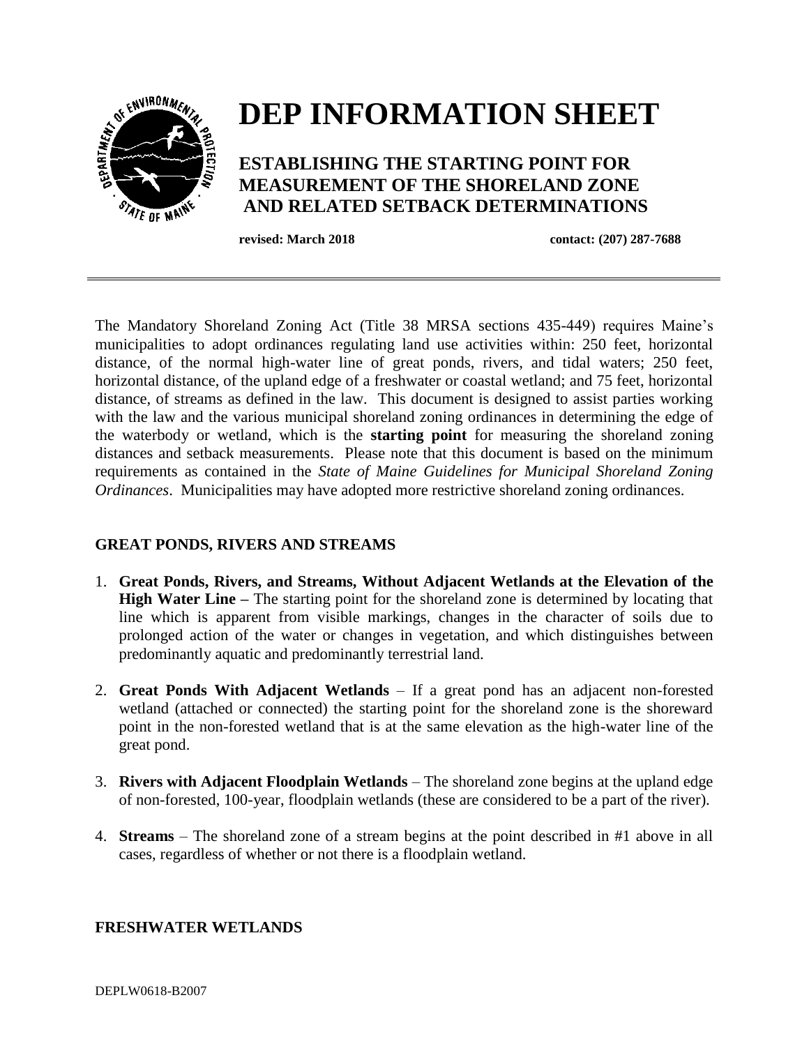# DEP INFORMATION SHEET

## ESTABLISHING THE STARTING POINT FOR MEASUREMENT OF THE SHORELAND ZONE AND RELATED SETBACK DETERMINATIONS

**revised: March 2018** **contact: (207) 287-7688**

---

The Mandatory Shoreland Zoning Act (Title 38 MRSA sections 435-449) requires Maine's municipalities to adopt ordinances regulating land use activities within: 250 feet, horizontal distance, of the normal high-water line of great ponds, rivers, and tidal waters; 250 feet, horizontal distance, of the upland edge of a freshwater or coastal wetland; and 75 feet, horizontal distance, of streams as defined in the law. This document is designed to assist parties working with the law and the various municipal shoreland zoning ordinances in determining the edge of the waterbody or wetland, which is the **starting point** for measuring the shoreland zoning distances and setback measurements. Please note that this document is based on the minimum requirements as contained in the *State of Maine Guidelines for Municipal Shoreland Zoning Ordinances*. Municipalities may have adopted more restrictive shoreland zoning ordinances.

### GREAT PONDS, RIVERS AND STREAMS

1. **Great Ponds, Rivers, and Streams, Without Adjacent Wetlands at the Elevation of the High Water Line –** The starting point for the shoreland zone is determined by locating that line which is apparent from visible markings, changes in the character of soils due to prolonged action of the water or changes in vegetation, and which distinguishes between predominantly aquatic and predominantly terrestrial land.

2. **Great Ponds With Adjacent Wetlands** – If a great pond has an adjacent non-forested wetland (attached or connected) the starting point for the shoreland zone is the shoreward point in the non-forested wetland that is at the same elevation as the high-water line of the great pond.

3. **Rivers with Adjacent Floodplain Wetlands** – The shoreland zone begins at the upland edge of non-forested, 100-year, floodplain wetlands (these are considered to be a part of the river).

4. **Streams** – The shoreland zone of a stream begins at the point described in #1 above in all cases, regardless of whether or not there is a floodplain wetland.

### FRESHWATER WETLANDS

DEPLW0618-B2007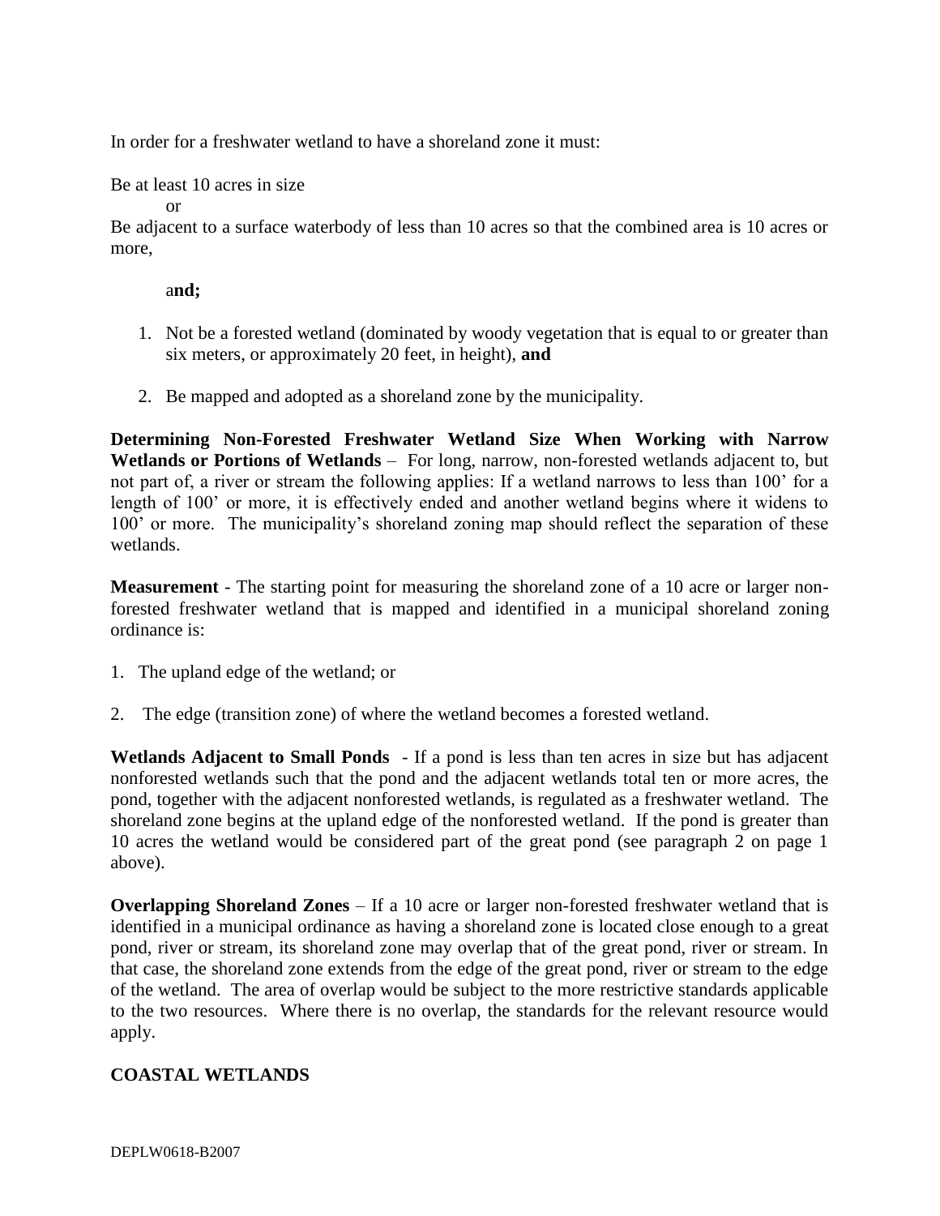In order for a freshwater wetland to have a shoreland zone it must:

Be at least 10 acres in size

or

Be adjacent to a surface waterbody of less than 10 acres so that the combined area is 10 acres or more,

a**nd;**

1. Not be a forested wetland (dominated by woody vegetation that is equal to or greater than six meters, or approximately 20 feet, in height), **and**
2. Be mapped and adopted as a shoreland zone by the municipality.

**Determining Non-Forested Freshwater Wetland Size When Working with Narrow Wetlands or Portions of Wetlands** – For long, narrow, non-forested wetlands adjacent to, but not part of, a river or stream the following applies: If a wetland narrows to less than 100' for a length of 100' or more, it is effectively ended and another wetland begins where it widens to 100' or more. The municipality's shoreland zoning map should reflect the separation of these wetlands.

**Measurement** - The starting point for measuring the shoreland zone of a 10 acre or larger non-forested freshwater wetland that is mapped and identified in a municipal shoreland zoning ordinance is:

1. The upland edge of the wetland; or
2. The edge (transition zone) of where the wetland becomes a forested wetland.

**Wetlands Adjacent to Small Ponds** - If a pond is less than ten acres in size but has adjacent nonforested wetlands such that the pond and the adjacent wetlands total ten or more acres, the pond, together with the adjacent nonforested wetlands, is regulated as a freshwater wetland. The shoreland zone begins at the upland edge of the nonforested wetland. If the pond is greater than 10 acres the wetland would be considered part of the great pond (see paragraph 2 on page 1 above).

**Overlapping Shoreland Zones** – If a 10 acre or larger non-forested freshwater wetland that is identified in a municipal ordinance as having a shoreland zone is located close enough to a great pond, river or stream, its shoreland zone may overlap that of the great pond, river or stream. In that case, the shoreland zone extends from the edge of the great pond, river or stream to the edge of the wetland. The area of overlap would be subject to the more restrictive standards applicable to the two resources. Where there is no overlap, the standards for the relevant resource would apply.

## COASTAL WETLANDS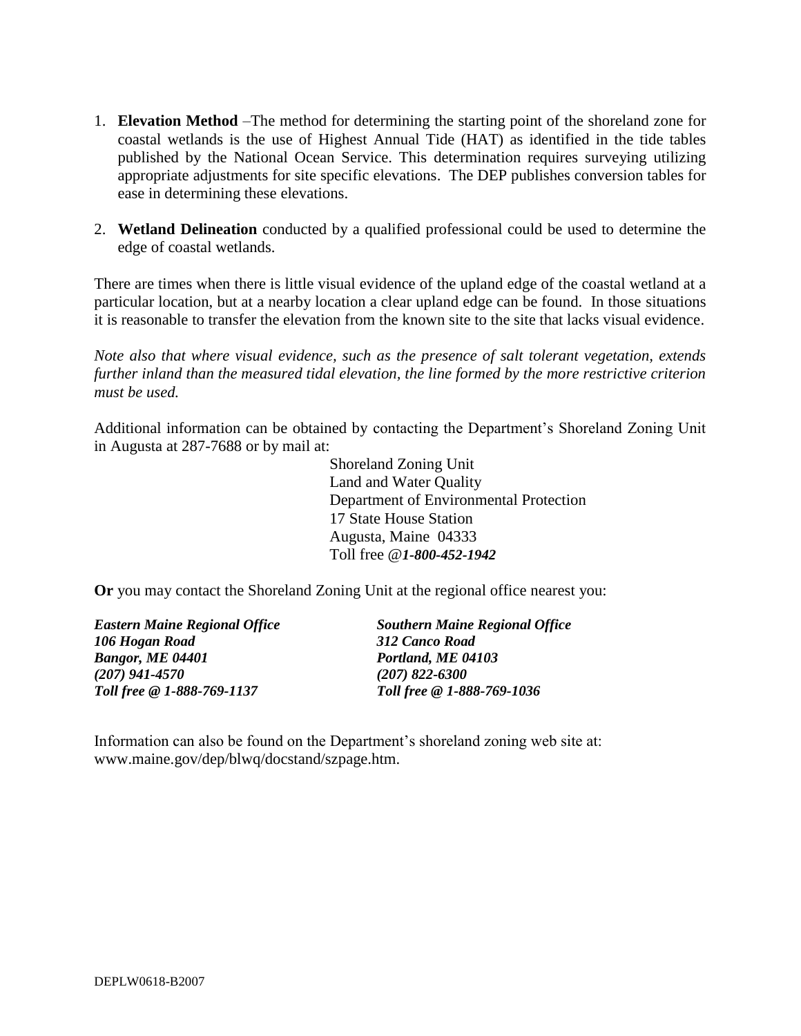1. **Elevation Method** –The method for determining the starting point of the shoreland zone for coastal wetlands is the use of Highest Annual Tide (HAT) as identified in the tide tables published by the National Ocean Service. This determination requires surveying utilizing appropriate adjustments for site specific elevations. The DEP publishes conversion tables for ease in determining these elevations.

2. **Wetland Delineation** conducted by a qualified professional could be used to determine the edge of coastal wetlands.

There are times when there is little visual evidence of the upland edge of the coastal wetland at a particular location, but at a nearby location a clear upland edge can be found. In those situations it is reasonable to transfer the elevation from the known site to the site that lacks visual evidence.

*Note also that where visual evidence, such as the presence of salt tolerant vegetation, extends further inland than the measured tidal elevation, the line formed by the more restrictive criterion must be used.*

Additional information can be obtained by contacting the Department's Shoreland Zoning Unit in Augusta at 287-7688 or by mail at:

Shoreland Zoning Unit
Land and Water Quality
Department of Environmental Protection
17 State House Station
Augusta, Maine 04333
Toll free @***1-800-452-1942***

**Or** you may contact the Shoreland Zoning Unit at the regional office nearest you:

***Eastern Maine Regional Office***
***106 Hogan Road***
***Bangor, ME 04401***
***(207) 941-4570***
***Toll free @ 1-888-769-1137***

***Southern Maine Regional Office***
***312 Canco Road***
***Portland, ME 04103***
***(207) 822-6300***
***Toll free @ 1-888-769-1036***

Information can also be found on the Department's shoreland zoning web site at: www.maine.gov/dep/blwq/docstand/szpage.htm.

DEPLW0618-B2007